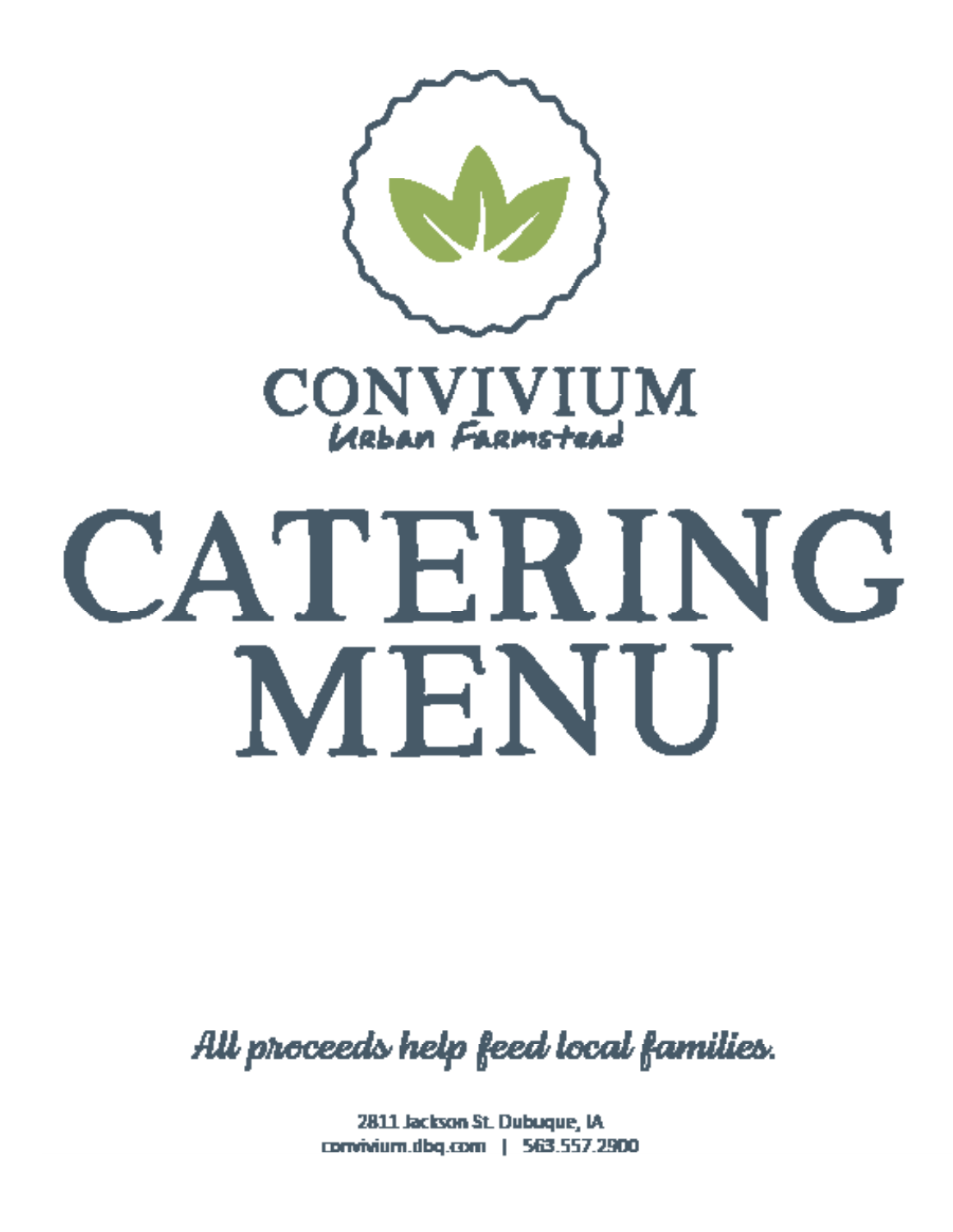# CONVIVIUM

*Urban Farmstead*

# CATERING MENU

*All proceeds help feed local families.*

2811 Jackson St. Dubuque, IA

convivium.dbq.com | 563.557.2900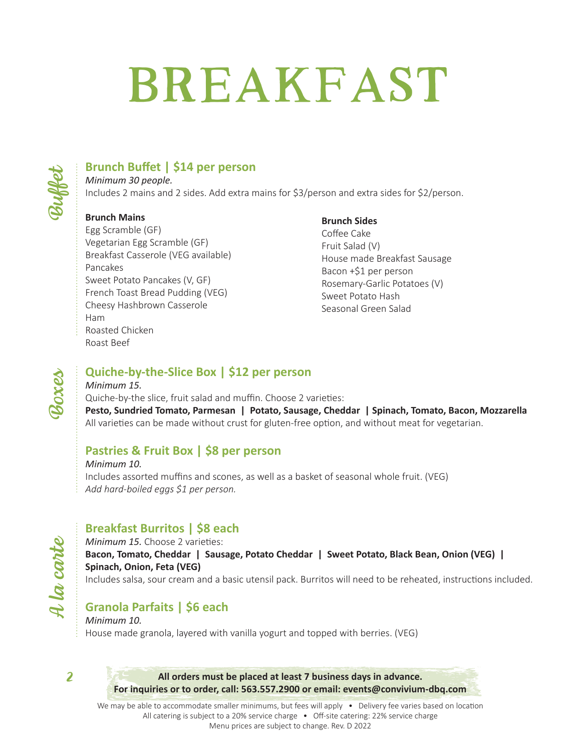# BREAKFAST

## Buffet

### Brunch Buffet | $14 per person

*Minimum 30 people.*
Includes 2 mains and 2 sides. Add extra mains for $3/person and extra sides for $2/person.

**Brunch Mains**
Egg Scramble (GF)
Vegetarian Egg Scramble (GF)
Breakfast Casserole (VEG available)
Pancakes
Sweet Potato Pancakes (V, GF)
French Toast Bread Pudding (VEG)
Cheesy Hashbrown Casserole
Ham
Roasted Chicken
Roast Beef

**Brunch Sides**
Coffee Cake
Fruit Salad (V)
House made Breakfast Sausage
Bacon +$1 per person
Rosemary-Garlic Potatoes (V)
Sweet Potato Hash
Seasonal Green Salad

## Boxes

### Quiche-by-the-Slice Box | $12 per person

*Minimum 15.*
Quiche-by-the slice, fruit salad and muffin. Choose 2 varieties:
**Pesto, Sundried Tomato, Parmesan | Potato, Sausage, Cheddar | Spinach, Tomato, Bacon, Mozzarella**
All varieties can be made without crust for gluten-free option, and without meat for vegetarian.

### Pastries & Fruit Box | $8 per person

*Minimum 10.*
Includes assorted muffins and scones, as well as a basket of seasonal whole fruit. (VEG)
*Add hard-boiled eggs $1 per person.*

## A la carte

### Breakfast Burritos | $8 each

*Minimum 15.* Choose 2 varieties:
**Bacon, Tomato, Cheddar | Sausage, Potato Cheddar | Sweet Potato, Black Bean, Onion (VEG) | Spinach, Onion, Feta (VEG)**
Includes salsa, sour cream and a basic utensil pack. Burritos will need to be reheated, instructions included.

### Granola Parfaits | $6 each

*Minimum 10.*
House made granola, layered with vanilla yogurt and topped with berries. (VEG)

**All orders must be placed at least 7 business days in advance.**
**For inquiries or to order, call: 563.557.2900 or email: events@convivium-dbq.com**

We may be able to accommodate smaller minimums, but fees will apply • Delivery fee varies based on location
All catering is subject to a 20% service charge • Off-site catering: 22% service charge
Menu prices are subject to change. Rev. D 2022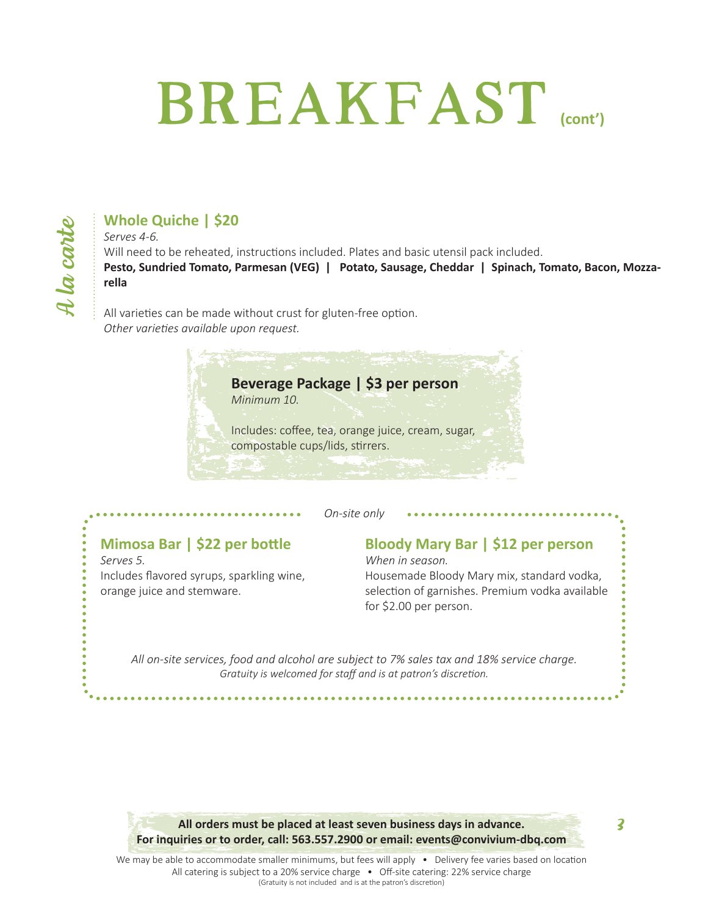# BREAKFAST (cont')

*A la carte*

## Whole Quiche | $20

*Serves 4-6.*

Will need to be reheated, instructions included. Plates and basic utensil pack included.

**Pesto, Sundried Tomato, Parmesan (VEG) | Potato, Sausage, Cheddar | Spinach, Tomato, Bacon, Mozzarella**

All varieties can be made without crust for gluten-free option.
*Other varieties available upon request.*

**Beverage Package | $3 per person**

*Minimum 10.*

Includes: coffee, tea, orange juice, cream, sugar, compostable cups/lids, stirrers.

*On-site only*

## Mimosa Bar | $22 per bottle

*Serves 5.*

Includes flavored syrups, sparkling wine, orange juice and stemware.

## Bloody Mary Bar | $12 per person

*When in season.*

Housemade Bloody Mary mix, standard vodka, selection of garnishes. Premium vodka available for $2.00 per person.

*All on-site services, food and alcohol are subject to 7% sales tax and 18% service charge.*
*Gratuity is welcomed for staff and is at patron's discretion.*

**All orders must be placed at least seven business days in advance.**
**For inquiries or to order, call: 563.557.2900 or email: events@convivium-dbq.com**

We may be able to accommodate smaller minimums, but fees will apply • Delivery fee varies based on location
All catering is subject to a 20% service charge • Off-site catering: 22% service charge
(Gratuity is not included and is at the patron's discretion)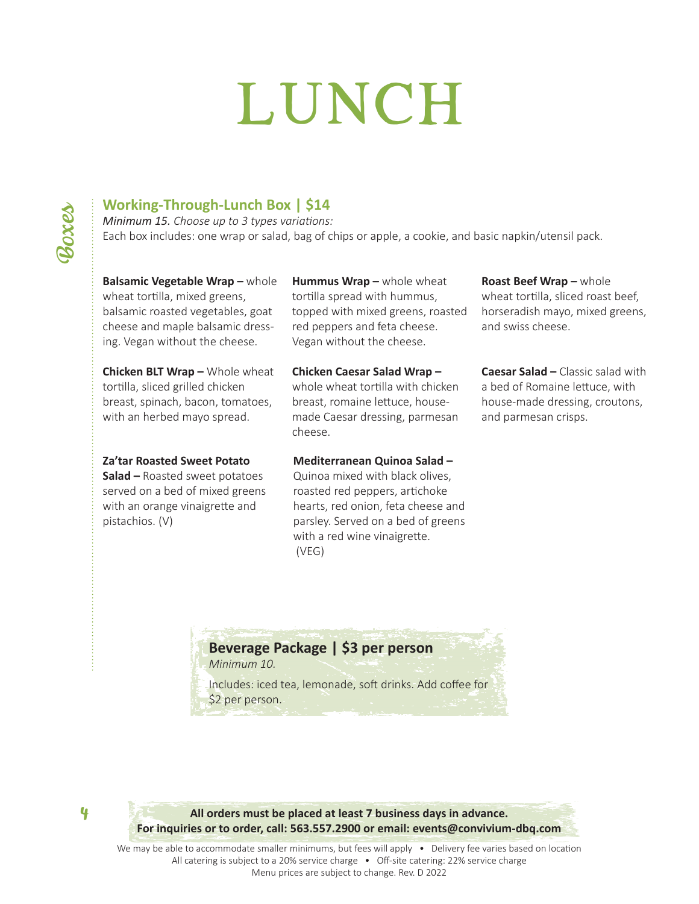# LUNCH

## Boxes

### Working-Through-Lunch Box | $14

*Minimum 15. Choose up to 3 types variations:*

Each box includes: one wrap or salad, bag of chips or apple, a cookie, and basic napkin/utensil pack.

**Balsamic Vegetable Wrap –** whole wheat tortilla, mixed greens, balsamic roasted vegetables, goat cheese and maple balsamic dressing. Vegan without the cheese.

**Chicken BLT Wrap –** Whole wheat tortilla, sliced grilled chicken breast, spinach, bacon, tomatoes, with an herbed mayo spread.

**Za'tar Roasted Sweet Potato Salad –** Roasted sweet potatoes served on a bed of mixed greens with an orange vinaigrette and pistachios. (V)

**Hummus Wrap –** whole wheat tortilla spread with hummus, topped with mixed greens, roasted red peppers and feta cheese. Vegan without the cheese.

**Chicken Caesar Salad Wrap –** whole wheat tortilla with chicken breast, romaine lettuce, house-made Caesar dressing, parmesan cheese.

**Mediterranean Quinoa Salad –** Quinoa mixed with black olives, roasted red peppers, artichoke hearts, red onion, feta cheese and parsley. Served on a bed of greens with a red wine vinaigrette. (VEG)

**Roast Beef Wrap –** whole wheat tortilla, sliced roast beef, horseradish mayo, mixed greens, and swiss cheese.

**Caesar Salad –** Classic salad with a bed of Romaine lettuce, with house-made dressing, croutons, and parmesan crisps.

### Beverage Package | $3 per person

*Minimum 10.*

Includes: iced tea, lemonade, soft drinks. Add coffee for $2 per person.

**All orders must be placed at least 7 business days in advance.**
**For inquiries or to order, call: 563.557.2900 or email: events@convivium-dbq.com**

We may be able to accommodate smaller minimums, but fees will apply • Delivery fee varies based on location
All catering is subject to a 20% service charge • Off-site catering: 22% service charge
Menu prices are subject to change. Rev. D 2022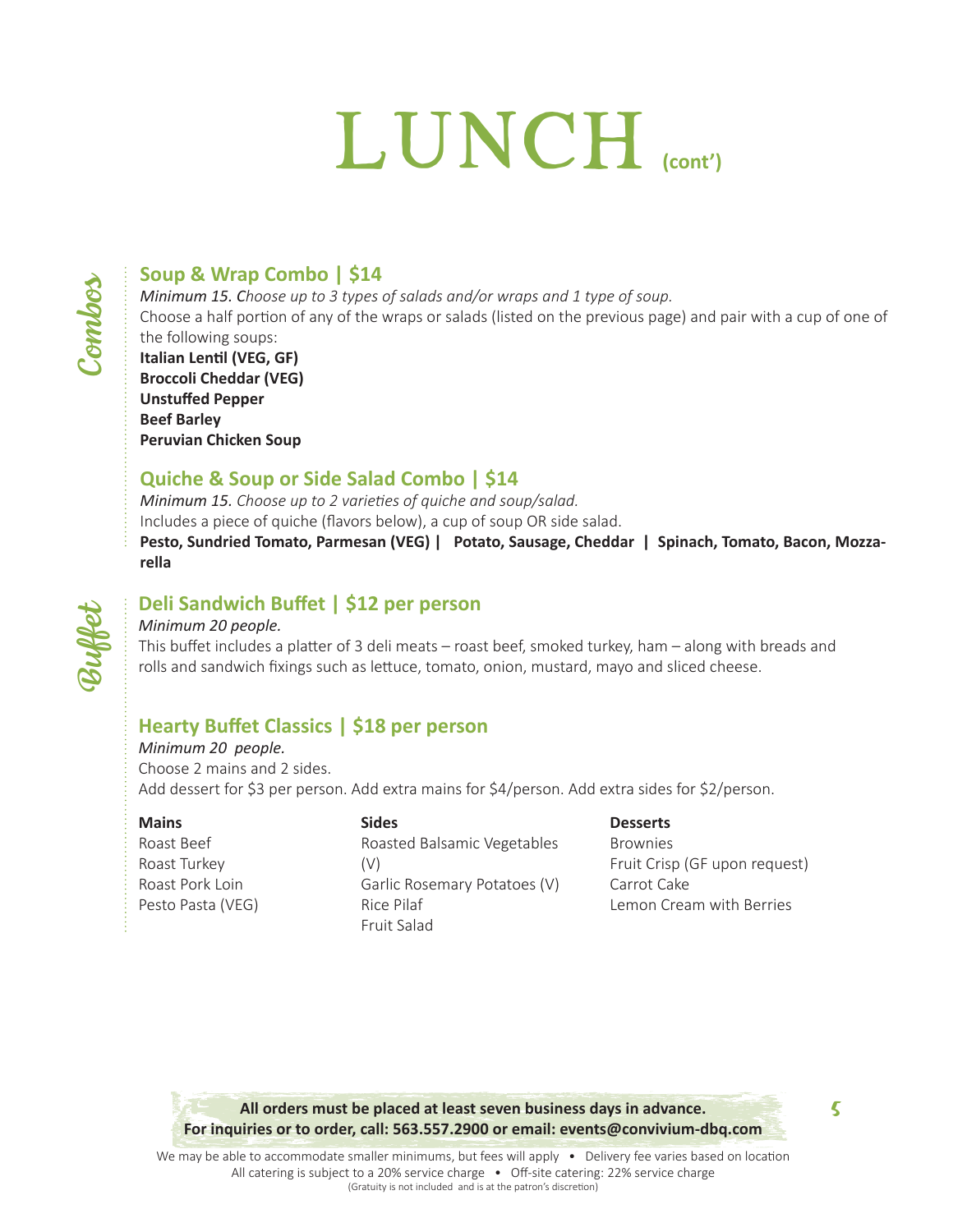# LUNCH (cont')

*Combos*

## Soup & Wrap Combo | $14

*Minimum 15. Choose up to 3 types of salads and/or wraps and 1 type of soup.*

Choose a half portion of any of the wraps or salads (listed on the previous page) and pair with a cup of one of the following soups:

**Italian Lentil (VEG, GF)**
**Broccoli Cheddar (VEG)**
**Unstuffed Pepper**
**Beef Barley**
**Peruvian Chicken Soup**

## Quiche & Soup or Side Salad Combo | $14

*Minimum 15. Choose up to 2 varieties of quiche and soup/salad.*

Includes a piece of quiche (flavors below), a cup of soup OR side salad.

**Pesto, Sundried Tomato, Parmesan (VEG) | Potato, Sausage, Cheddar | Spinach, Tomato, Bacon, Mozzarella**

*Buffet*

## Deli Sandwich Buffet | $12 per person

*Minimum 20 people.*

This buffet includes a platter of 3 deli meats – roast beef, smoked turkey, ham – along with breads and rolls and sandwich fixings such as lettuce, tomato, onion, mustard, mayo and sliced cheese.

## Hearty Buffet Classics | $18 per person

*Minimum 20 people.*

Choose 2 mains and 2 sides.

Add dessert for $3 per person. Add extra mains for $4/person. Add extra sides for $2/person.

**Mains**
- Roast Beef
- Roast Turkey
- Roast Pork Loin
- Pesto Pasta (VEG)

**Sides**
- Roasted Balsamic Vegetables (V)
- Garlic Rosemary Potatoes (V)
- Rice Pilaf
- Fruit Salad

**Desserts**
- Brownies
- Fruit Crisp (GF upon request)
- Carrot Cake
- Lemon Cream with Berries

**All orders must be placed at least seven business days in advance.**
**For inquiries or to order, call: 563.557.2900 or email: events@convivium-dbq.com**

We may be able to accommodate smaller minimums, but fees will apply • Delivery fee varies based on location
All catering is subject to a 20% service charge • Off-site catering: 22% service charge
(Gratuity is not included and is at the patron's discretion)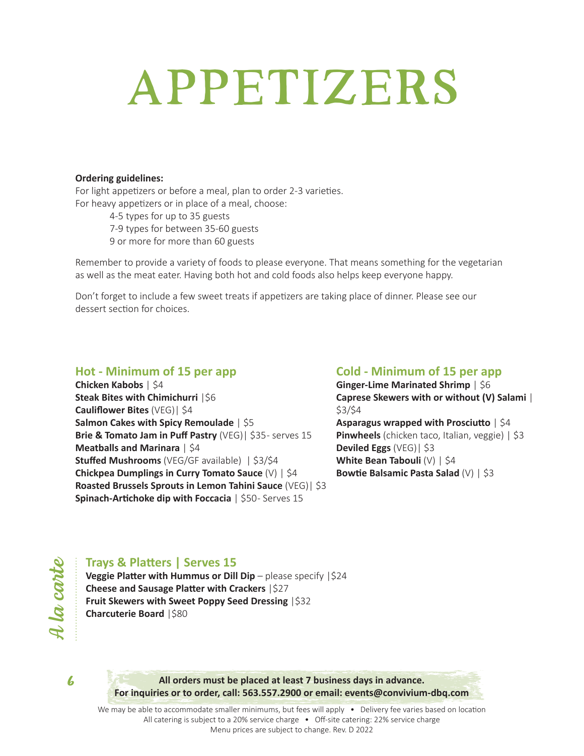# APPETIZERS

**Ordering guidelines:**

For light appetizers or before a meal, plan to order 2-3 varieties.
For heavy appetizers or in place of a meal, choose:

- 4-5 types for up to 35 guests
- 7-9 types for between 35-60 guests
- 9 or more for more than 60 guests

Remember to provide a variety of foods to please everyone. That means something for the vegetarian as well as the meat eater. Having both hot and cold foods also helps keep everyone happy.

Don't forget to include a few sweet treats if appetizers are taking place of dinner. Please see our dessert section for choices.

## Hot - Minimum of 15 per app

**Chicken Kabobs** | $4
**Steak Bites with Chimichurri** |$6
**Cauliflower Bites** (VEG)| $4
**Salmon Cakes with Spicy Remoulade** | $5
**Brie & Tomato Jam in Puff Pastry** (VEG)| $35- serves 15
**Meatballs and Marinara** | $4
**Stuffed Mushrooms** (VEG/GF available) | $3/$4
**Chickpea Dumplings in Curry Tomato Sauce** (V) | $4
**Roasted Brussels Sprouts in Lemon Tahini Sauce** (VEG)| $3
**Spinach-Artichoke dip with Foccacia** | $50- Serves 15

## Cold - Minimum of 15 per app

**Ginger-Lime Marinated Shrimp** | $6
**Caprese Skewers with or without (V) Salami** | $3/$4
**Asparagus wrapped with Prosciutto** | $4
**Pinwheels** (chicken taco, Italian, veggie) | $3
**Deviled Eggs** (VEG)| $3
**White Bean Tabouli** (V) | $4
**Bowtie Balsamic Pasta Salad** (V) | $3

*A la carte*

## Trays & Platters | Serves 15

**Veggie Platter with Hummus or Dill Dip** – please specify |$24
**Cheese and Sausage Platter with Crackers** |$27
**Fruit Skewers with Sweet Poppy Seed Dressing** |$32
**Charcuterie Board** |$80

**All orders must be placed at least 7 business days in advance.**
**For inquiries or to order, call: 563.557.2900 or email: events@convivium-dbq.com**

We may be able to accommodate smaller minimums, but fees will apply • Delivery fee varies based on location
All catering is subject to a 20% service charge • Off-site catering: 22% service charge
Menu prices are subject to change. Rev. D 2022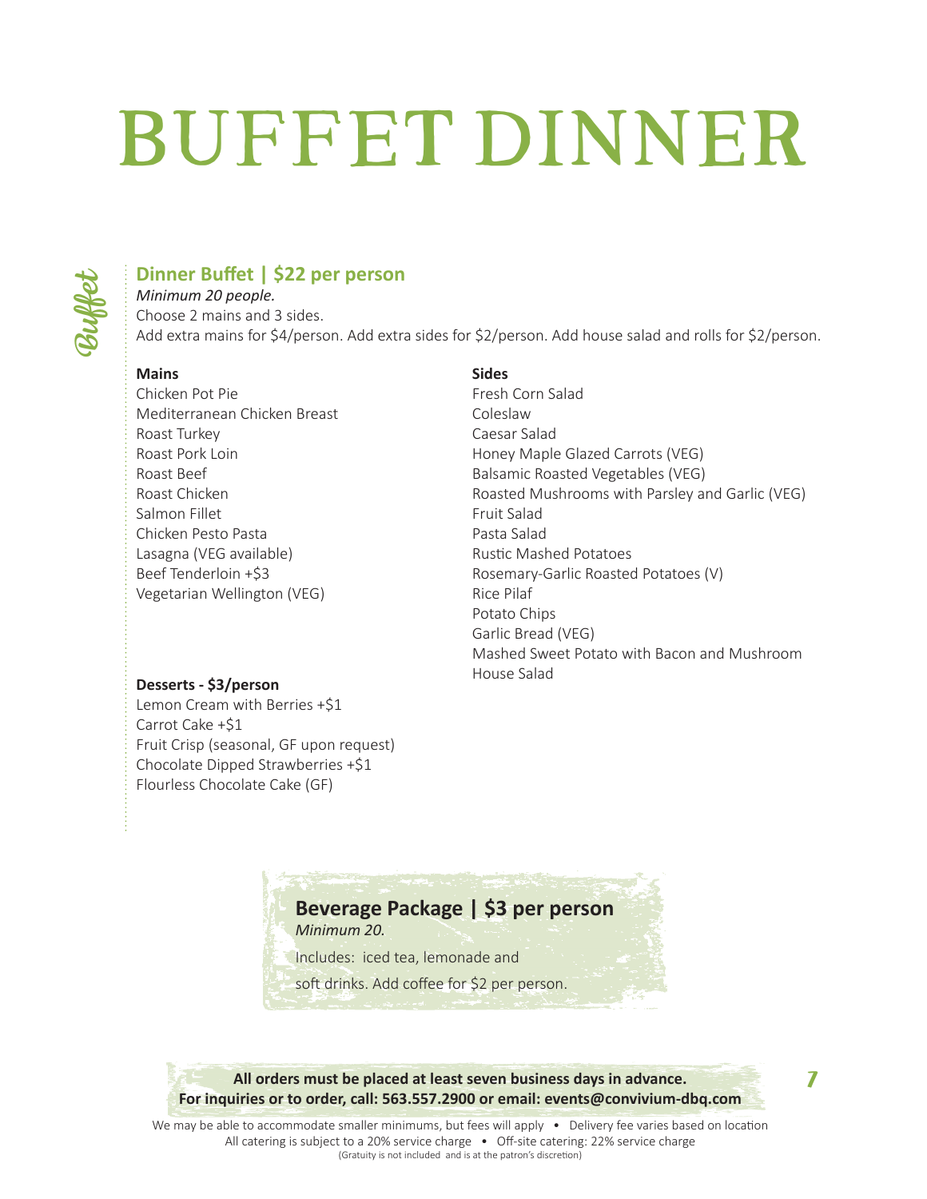# BUFFET DINNER

Buffet

## Dinner Buffet | $22 per person

*Minimum 20 people.*

Choose 2 mains and 3 sides.

Add extra mains for $4/person. Add extra sides for $2/person. Add house salad and rolls for $2/person.

**Mains**

Chicken Pot Pie
Mediterranean Chicken Breast
Roast Turkey
Roast Pork Loin
Roast Beef
Roast Chicken
Salmon Fillet
Chicken Pesto Pasta
Lasagna (VEG available)
Beef Tenderloin +$3
Vegetarian Wellington (VEG)

**Sides**

Fresh Corn Salad
Coleslaw
Caesar Salad
Honey Maple Glazed Carrots (VEG)
Balsamic Roasted Vegetables (VEG)
Roasted Mushrooms with Parsley and Garlic (VEG)
Fruit Salad
Pasta Salad
Rustic Mashed Potatoes
Rosemary-Garlic Roasted Potatoes (V)
Rice Pilaf
Potato Chips
Garlic Bread (VEG)
Mashed Sweet Potato with Bacon and Mushroom
House Salad

**Desserts - $3/person**

Lemon Cream with Berries +$1
Carrot Cake +$1
Fruit Crisp (seasonal, GF upon request)
Chocolate Dipped Strawberries +$1
Flourless Chocolate Cake (GF)

## Beverage Package | $3 per person

*Minimum 20.*

Includes: iced tea, lemonade and soft drinks. Add coffee for $2 per person.

**All orders must be placed at least seven business days in advance.**
**For inquiries or to order, call: 563.557.2900 or email: events@convivium-dbq.com**

We may be able to accommodate smaller minimums, but fees will apply • Delivery fee varies based on location
All catering is subject to a 20% service charge • Off-site catering: 22% service charge
(Gratuity is not included and is at the patron's discretion)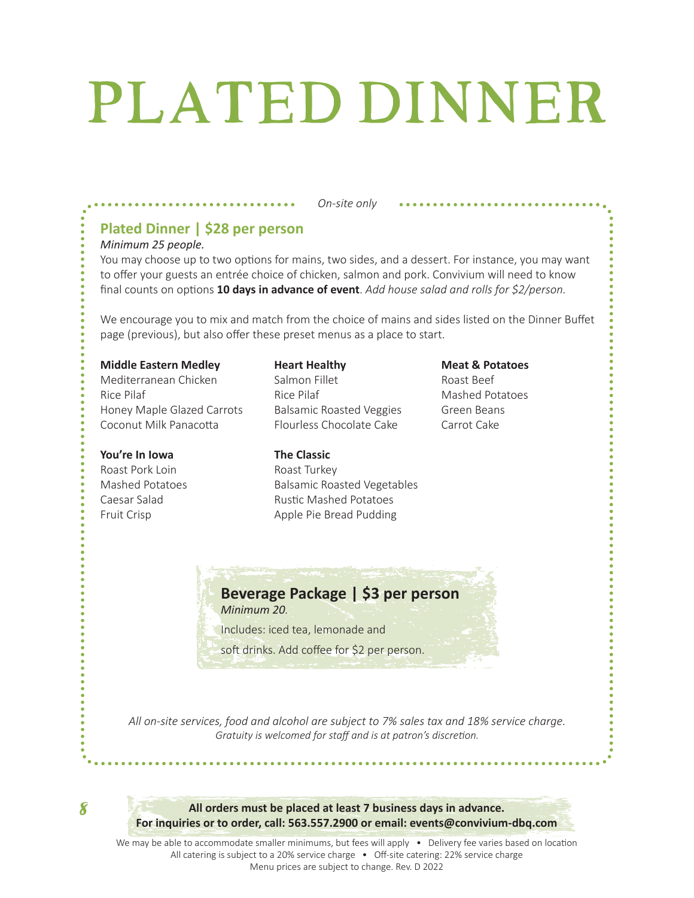# PLATED DINNER

*On-site only*

## Plated Dinner | $28 per person

*Minimum 25 people.*

You may choose up to two options for mains, two sides, and a dessert. For instance, you may want to offer your guests an entrée choice of chicken, salmon and pork. Convivium will need to know final counts on options **10 days in advance of event**. *Add house salad and rolls for $2/person.*

We encourage you to mix and match from the choice of mains and sides listed on the Dinner Buffet page (previous), but also offer these preset menus as a place to start.

**Middle Eastern Medley**
Mediterranean Chicken
Rice Pilaf
Honey Maple Glazed Carrots
Coconut Milk Panacotta

**Heart Healthy**
Salmon Fillet
Rice Pilaf
Balsamic Roasted Veggies
Flourless Chocolate Cake

**Meat & Potatoes**
Roast Beef
Mashed Potatoes
Green Beans
Carrot Cake

**You're In Iowa**
Roast Pork Loin
Mashed Potatoes
Caesar Salad
Fruit Crisp

**The Classic**
Roast Turkey
Balsamic Roasted Vegetables
Rustic Mashed Potatoes
Apple Pie Bread Pudding

## Beverage Package | $3 per person

*Minimum 20.*

Includes: iced tea, lemonade and soft drinks. Add coffee for $2 per person.

*All on-site services, food and alcohol are subject to 7% sales tax and 18% service charge.*
*Gratuity is welcomed for staff and is at patron's discretion.*

**All orders must be placed at least 7 business days in advance.**
**For inquiries or to order, call: 563.557.2900 or email: events@convivium-dbq.com**

We may be able to accommodate smaller minimums, but fees will apply • Delivery fee varies based on location
All catering is subject to a 20% service charge • Off-site catering: 22% service charge
Menu prices are subject to change. Rev. D 2022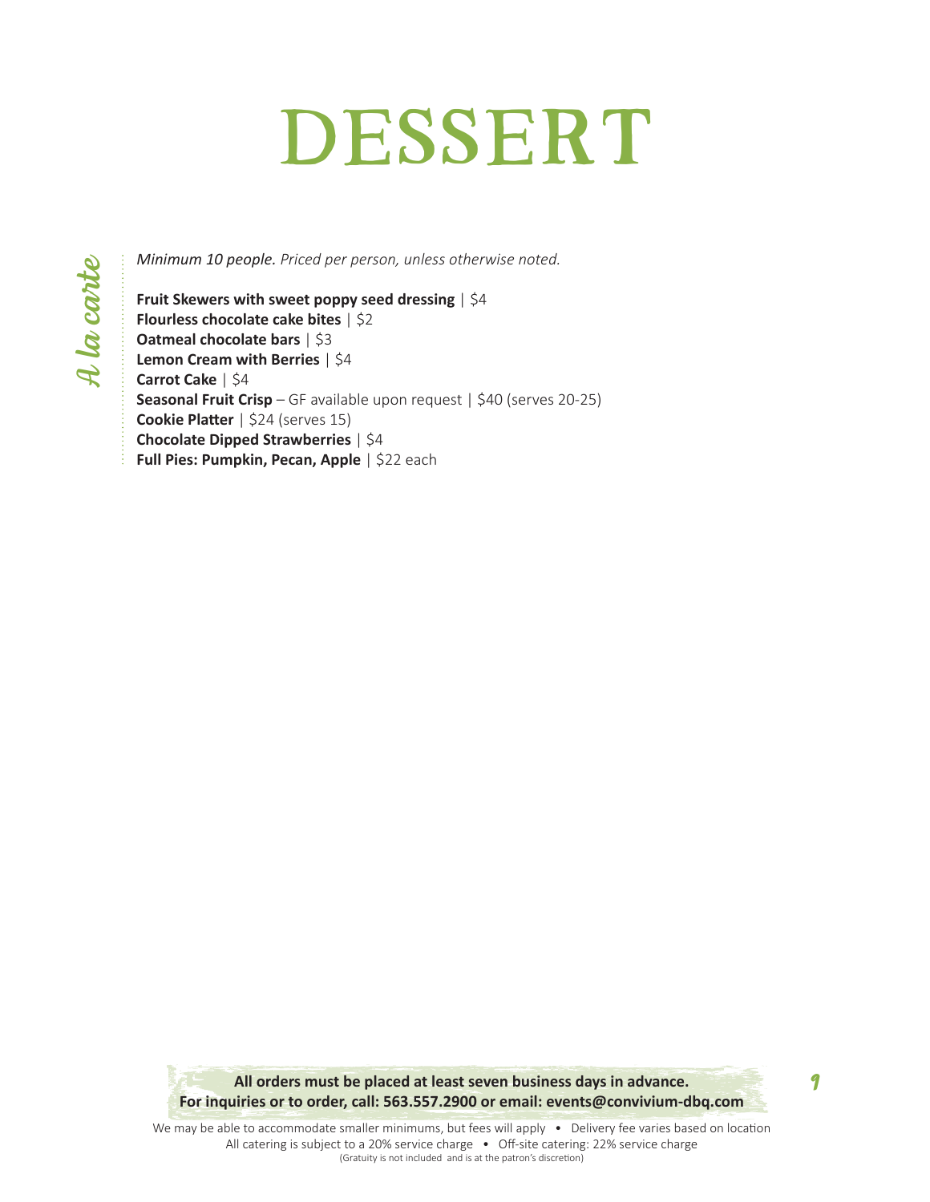# DESSERT

## A la carte

*Minimum 10 people. Priced per person, unless otherwise noted.*

**Fruit Skewers with sweet poppy seed dressing** | $4
**Flourless chocolate cake bites** | $2
**Oatmeal chocolate bars** | $3
**Lemon Cream with Berries** | $4
**Carrot Cake** | $4
**Seasonal Fruit Crisp** – GF available upon request | $40 (serves 20-25)
**Cookie Platter** | $24 (serves 15)
**Chocolate Dipped Strawberries** | $4
**Full Pies: Pumpkin, Pecan, Apple** | $22 each

**All orders must be placed at least seven business days in advance.**
**For inquiries or to order, call: 563.557.2900 or email: events@convivium-dbq.com**

We may be able to accommodate smaller minimums, but fees will apply • Delivery fee varies based on location
All catering is subject to a 20% service charge • Off-site catering: 22% service charge
(Gratuity is not included and is at the patron's discretion)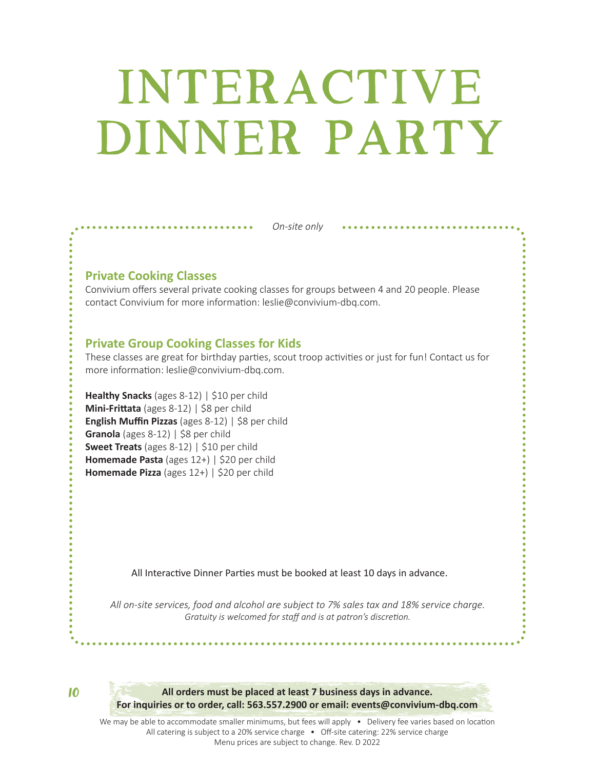# INTERACTIVE DINNER PARTY

*On-site only*

## Private Cooking Classes

Convivium offers several private cooking classes for groups between 4 and 20 people. Please contact Convivium for more information: leslie@convivium-dbq.com.

## Private Group Cooking Classes for Kids

These classes are great for birthday parties, scout troop activities or just for fun! Contact us for more information: leslie@convivium-dbq.com.

**Healthy Snacks** (ages 8-12) | $10 per child
**Mini-Frittata** (ages 8-12) | $8 per child
**English Muffin Pizzas** (ages 8-12) | $8 per child
**Granola** (ages 8-12) | $8 per child
**Sweet Treats** (ages 8-12) | $10 per child
**Homemade Pasta** (ages 12+) | $20 per child
**Homemade Pizza** (ages 12+) | $20 per child

All Interactive Dinner Parties must be booked at least 10 days in advance.

*All on-site services, food and alcohol are subject to 7% sales tax and 18% service charge.*
*Gratuity is welcomed for staff and is at patron's discretion.*

**All orders must be placed at least 7 business days in advance.**
**For inquiries or to order, call: 563.557.2900 or email: events@convivium-dbq.com**

We may be able to accommodate smaller minimums, but fees will apply • Delivery fee varies based on location
All catering is subject to a 20% service charge • Off-site catering: 22% service charge
Menu prices are subject to change. Rev. D 2022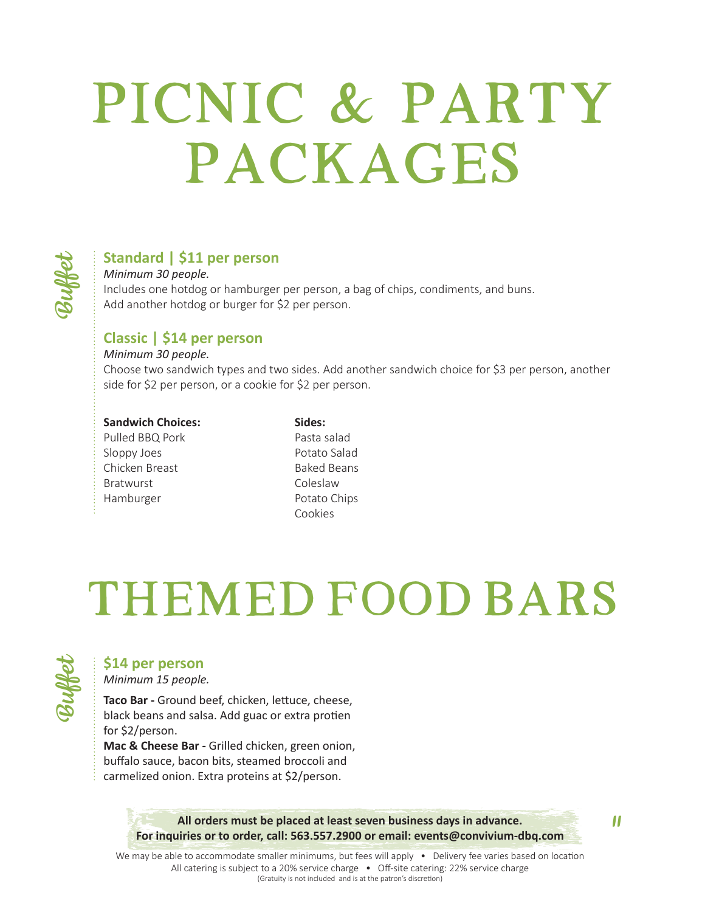# PICNIC & PARTY PACKAGES

*Buffet*

### Standard | $11 per person

*Minimum 30 people.*

Includes one hotdog or hamburger per person, a bag of chips, condiments, and buns.
Add another hotdog or burger for $2 per person.

### Classic | $14 per person

*Minimum 30 people.*

Choose two sandwich types and two sides. Add another sandwich choice for $3 per person, another side for $2 per person, or a cookie for $2 per person.

**Sandwich Choices:**

Pulled BBQ Pork
Sloppy Joes
Chicken Breast
Bratwurst
Hamburger

**Sides:**

Pasta salad
Potato Salad
Baked Beans
Coleslaw
Potato Chips
Cookies

# THEMED FOOD BARS

*Buffet*

### $14 per person

*Minimum 15 people.*

**Taco Bar -** Ground beef, chicken, lettuce, cheese, black beans and salsa. Add guac or extra protien for $2/person.

**Mac & Cheese Bar -** Grilled chicken, green onion, buffalo sauce, bacon bits, steamed broccoli and carmelized onion. Extra proteins at $2/person.

**All orders must be placed at least seven business days in advance.**
**For inquiries or to order, call: 563.557.2900 or email: events@convivium-dbq.com**

We may be able to accommodate smaller minimums, but fees will apply • Delivery fee varies based on location
All catering is subject to a 20% service charge • Off-site catering: 22% service charge
(Gratuity is not included and is at the patron's discretion)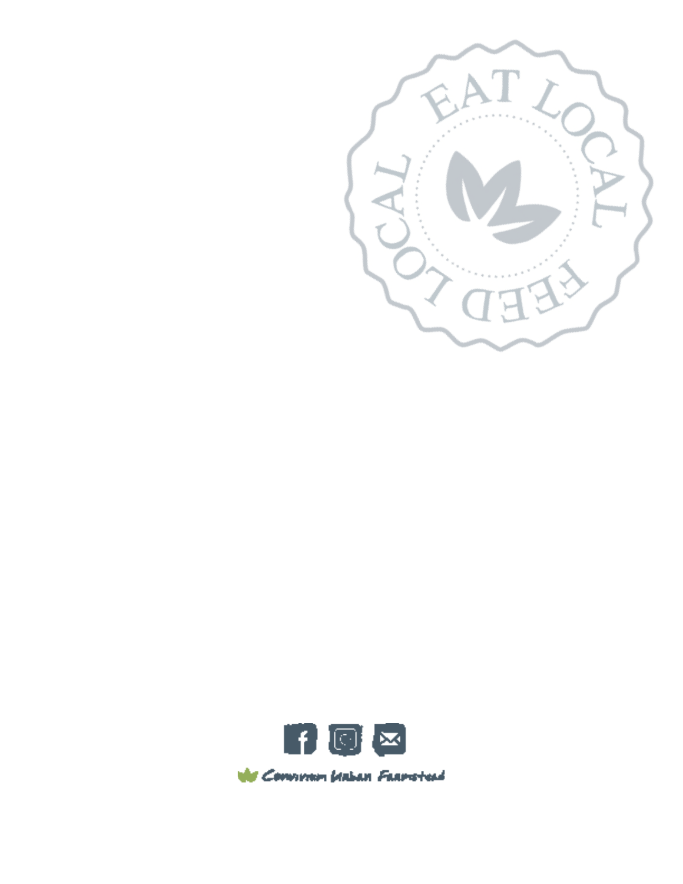EAT LOCAL FEED LOCAL

Common Urban Farmstead